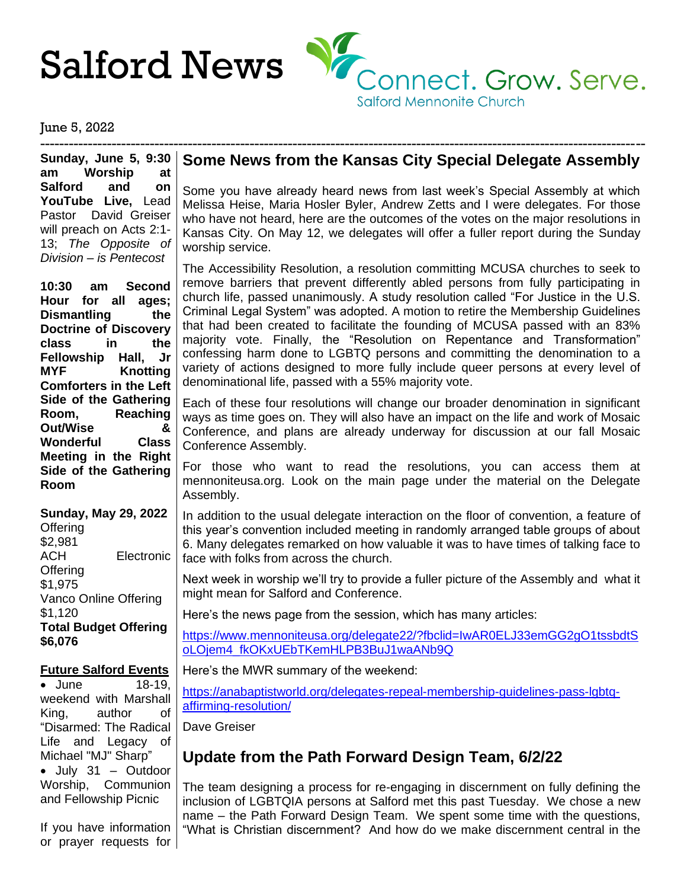# Salford News

Connect. Grow. Serve.
Salford Mennonite Church

June 5, 2022

**Sunday, June 5, 9:30 am Worship at Salford and on YouTube Live,** Lead Pastor David Greiser will preach on Acts 2:1-13; *The Opposite of Division – is Pentecost*

**10:30 am Second Hour for all ages; Dismantling the Doctrine of Discovery class in the Fellowship Hall, Jr MYF Knotting Comforters in the Left Side of the Gathering Room, Reaching Out/Wise & Wonderful Class Meeting in the Right Side of the Gathering Room**

**Sunday, May 29, 2022**
Offering
$2,981
ACH Electronic Offering
$1,975
Vanco Online Offering
$1,120
**Total Budget Offering**
**$6,076**

**Future Salford Events**

- June 18-19, weekend with Marshall King, author of "Disarmed: The Radical Life and Legacy of Michael "MJ" Sharp"
- July 31 – Outdoor Worship, Communion and Fellowship Picnic

If you have information or prayer requests for

## Some News from the Kansas City Special Delegate Assembly

Some you have already heard news from last week's Special Assembly at which Melissa Heise, Maria Hosler Byler, Andrew Zetts and I were delegates. For those who have not heard, here are the outcomes of the votes on the major resolutions in Kansas City. On May 12, we delegates will offer a fuller report during the Sunday worship service.

The Accessibility Resolution, a resolution committing MCUSA churches to seek to remove barriers that prevent differently abled persons from fully participating in church life, passed unanimously. A study resolution called "For Justice in the U.S. Criminal Legal System" was adopted. A motion to retire the Membership Guidelines that had been created to facilitate the founding of MCUSA passed with an 83% majority vote. Finally, the "Resolution on Repentance and Transformation" confessing harm done to LGBTQ persons and committing the denomination to a variety of actions designed to more fully include queer persons at every level of denominational life, passed with a 55% majority vote.

Each of these four resolutions will change our broader denomination in significant ways as time goes on. They will also have an impact on the life and work of Mosaic Conference, and plans are already underway for discussion at our fall Mosaic Conference Assembly.

For those who want to read the resolutions, you can access them at mennoniteusa.org. Look on the main page under the material on the Delegate Assembly.

In addition to the usual delegate interaction on the floor of convention, a feature of this year's convention included meeting in randomly arranged table groups of about 6. Many delegates remarked on how valuable it was to have times of talking face to face with folks from across the church.

Next week in worship we'll try to provide a fuller picture of the Assembly and what it might mean for Salford and Conference.

Here's the news page from the session, which has many articles:

https://www.mennoniteusa.org/delegate22/?fbclid=IwAR0ELJ33emGG2gO1tssbdtSoLOjem4_fkOKxUEbTKemHLPB3BuJ1waANb9Q

Here's the MWR summary of the weekend:

https://anabaptistworld.org/delegates-repeal-membership-guidelines-pass-lgbtq-affirming-resolution/

Dave Greiser

## Update from the Path Forward Design Team, 6/2/22

The team designing a process for re-engaging in discernment on fully defining the inclusion of LGBTQIA persons at Salford met this past Tuesday. We chose a new name – the Path Forward Design Team. We spent some time with the questions, "What is Christian discernment? And how do we make discernment central in the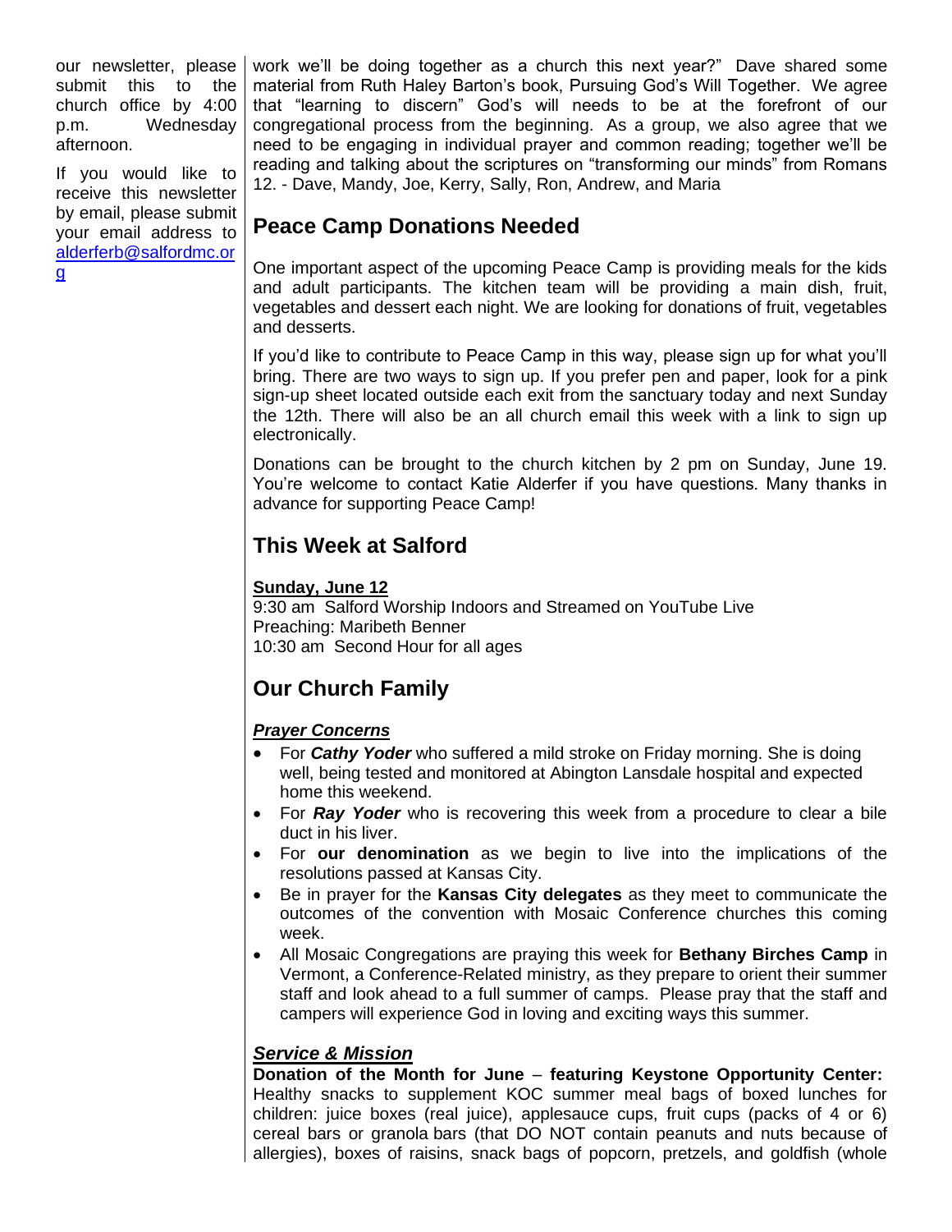our newsletter, please submit this to the church office by 4:00 p.m. Wednesday afternoon.

If you would like to receive this newsletter by email, please submit your email address to alderferb@salfordmc.org

work we'll be doing together as a church this next year?" Dave shared some material from Ruth Haley Barton's book, Pursuing God's Will Together. We agree that "learning to discern" God's will needs to be at the forefront of our congregational process from the beginning. As a group, we also agree that we need to be engaging in individual prayer and common reading; together we'll be reading and talking about the scriptures on "transforming our minds" from Romans 12. - Dave, Mandy, Joe, Kerry, Sally, Ron, Andrew, and Maria

## Peace Camp Donations Needed

One important aspect of the upcoming Peace Camp is providing meals for the kids and adult participants. The kitchen team will be providing a main dish, fruit, vegetables and dessert each night. We are looking for donations of fruit, vegetables and desserts.

If you'd like to contribute to Peace Camp in this way, please sign up for what you'll bring. There are two ways to sign up. If you prefer pen and paper, look for a pink sign-up sheet located outside each exit from the sanctuary today and next Sunday the 12th. There will also be an all church email this week with a link to sign up electronically.

Donations can be brought to the church kitchen by 2 pm on Sunday, June 19. You're welcome to contact Katie Alderfer if you have questions. Many thanks in advance for supporting Peace Camp!

## This Week at Salford

**Sunday, June 12**
9:30 am Salford Worship Indoors and Streamed on YouTube Live
Preaching: Maribeth Benner
10:30 am Second Hour for all ages

## Our Church Family

***Prayer Concerns***

- For ***Cathy Yoder*** who suffered a mild stroke on Friday morning. She is doing well, being tested and monitored at Abington Lansdale hospital and expected home this weekend.
- For ***Ray Yoder*** who is recovering this week from a procedure to clear a bile duct in his liver.
- For **our denomination** as we begin to live into the implications of the resolutions passed at Kansas City.
- Be in prayer for the **Kansas City delegates** as they meet to communicate the outcomes of the convention with Mosaic Conference churches this coming week.
- All Mosaic Congregations are praying this week for **Bethany Birches Camp** in Vermont, a Conference-Related ministry, as they prepare to orient their summer staff and look ahead to a full summer of camps. Please pray that the staff and campers will experience God in loving and exciting ways this summer.

***Service & Mission***

**Donation of the Month for June – featuring Keystone Opportunity Center:** Healthy snacks to supplement KOC summer meal bags of boxed lunches for children: juice boxes (real juice), applesauce cups, fruit cups (packs of 4 or 6) cereal bars or granola bars (that DO NOT contain peanuts and nuts because of allergies), boxes of raisins, snack bags of popcorn, pretzels, and goldfish (whole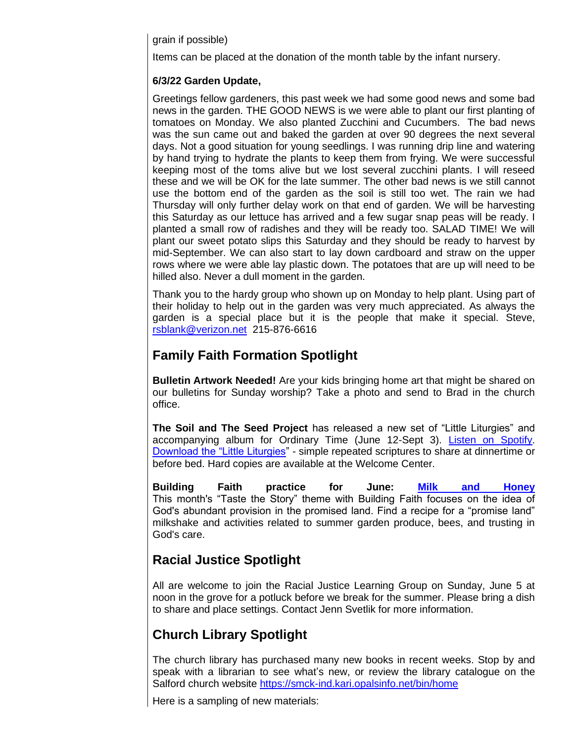grain if possible)

Items can be placed at the donation of the month table by the infant nursery.

**6/3/22 Garden Update,**

Greetings fellow gardeners, this past week we had some good news and some bad news in the garden. THE GOOD NEWS is we were able to plant our first planting of tomatoes on Monday. We also planted Zucchini and Cucumbers. The bad news was the sun came out and baked the garden at over 90 degrees the next several days. Not a good situation for young seedlings. I was running drip line and watering by hand trying to hydrate the plants to keep them from frying. We were successful keeping most of the toms alive but we lost several zucchini plants. I will reseed these and we will be OK for the late summer. The other bad news is we still cannot use the bottom end of the garden as the soil is still too wet. The rain we had Thursday will only further delay work on that end of garden. We will be harvesting this Saturday as our lettuce has arrived and a few sugar snap peas will be ready. I planted a small row of radishes and they will be ready too. SALAD TIME! We will plant our sweet potato slips this Saturday and they should be ready to harvest by mid-September. We can also start to lay down cardboard and straw on the upper rows where we were able lay plastic down. The potatoes that are up will need to be hilled also. Never a dull moment in the garden.

Thank you to the hardy group who shown up on Monday to help plant. Using part of their holiday to help out in the garden was very much appreciated. As always the garden is a special place but it is the people that make it special. Steve, rsblank@verizon.net 215-876-6616

## Family Faith Formation Spotlight

**Bulletin Artwork Needed!** Are your kids bringing home art that might be shared on our bulletins for Sunday worship? Take a photo and send to Brad in the church office.

**The Soil and The Seed Project** has released a new set of "Little Liturgies" and accompanying album for Ordinary Time (June 12-Sept 3). Listen on Spotify. Download the "Little Liturgies" - simple repeated scriptures to share at dinnertime or before bed. Hard copies are available at the Welcome Center.

**Building Faith practice for June: Milk and Honey** This month's "Taste the Story" theme with Building Faith focuses on the idea of God's abundant provision in the promised land. Find a recipe for a "promise land" milkshake and activities related to summer garden produce, bees, and trusting in God's care.

## Racial Justice Spotlight

All are welcome to join the Racial Justice Learning Group on Sunday, June 5 at noon in the grove for a potluck before we break for the summer. Please bring a dish to share and place settings. Contact Jenn Svetlik for more information.

## Church Library Spotlight

The church library has purchased many new books in recent weeks. Stop by and speak with a librarian to see what's new, or review the library catalogue on the Salford church website https://smck-ind.kari.opalsinfo.net/bin/home

Here is a sampling of new materials: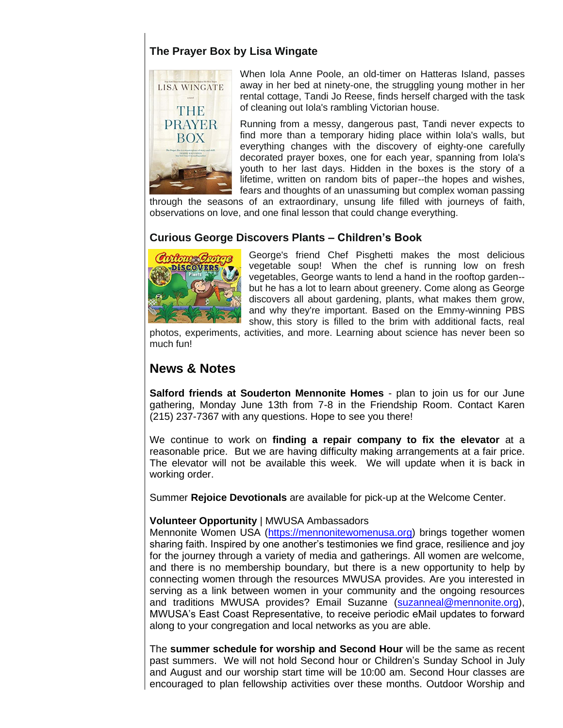### The Prayer Box by Lisa Wingate

When Iola Anne Poole, an old-timer on Hatteras Island, passes away in her bed at ninety-one, the struggling young mother in her rental cottage, Tandi Jo Reese, finds herself charged with the task of cleaning out Iola's rambling Victorian house.

Running from a messy, dangerous past, Tandi never expects to find more than a temporary hiding place within Iola's walls, but everything changes with the discovery of eighty-one carefully decorated prayer boxes, one for each year, spanning from Iola's youth to her last days. Hidden in the boxes is the story of a lifetime, written on random bits of paper--the hopes and wishes, fears and thoughts of an unassuming but complex woman passing through the seasons of an extraordinary, unsung life filled with journeys of faith, observations on love, and one final lesson that could change everything.

### Curious George Discovers Plants – Children's Book

George's friend Chef Pisghetti makes the most delicious vegetable soup! When the chef is running low on fresh vegetables, George wants to lend a hand in the rooftop garden--but he has a lot to learn about greenery. Come along as George discovers all about gardening, plants, what makes them grow, and why they're important. Based on the Emmy-winning PBS show, this story is filled to the brim with additional facts, real photos, experiments, activities, and more. Learning about science has never been so much fun!

## News & Notes

**Salford friends at Souderton Mennonite Homes** - plan to join us for our June gathering, Monday June 13th from 7-8 in the Friendship Room. Contact Karen (215) 237-7367 with any questions. Hope to see you there!

We continue to work on **finding a repair company to fix the elevator** at a reasonable price. But we are having difficulty making arrangements at a fair price. The elevator will not be available this week. We will update when it is back in working order.

Summer **Rejoice Devotionals** are available for pick-up at the Welcome Center.

**Volunteer Opportunity** | MWUSA Ambassadors
Mennonite Women USA (https://mennonitewomenusa.org) brings together women sharing faith. Inspired by one another's testimonies we find grace, resilience and joy for the journey through a variety of media and gatherings. All women are welcome, and there is no membership boundary, but there is a new opportunity to help by connecting women through the resources MWUSA provides. Are you interested in serving as a link between women in your community and the ongoing resources and traditions MWUSA provides? Email Suzanne (suzanneal@mennonite.org), MWUSA's East Coast Representative, to receive periodic eMail updates to forward along to your congregation and local networks as you are able.

The **summer schedule for worship and Second Hour** will be the same as recent past summers. We will not hold Second hour or Children's Sunday School in July and August and our worship start time will be 10:00 am. Second Hour classes are encouraged to plan fellowship activities over these months. Outdoor Worship and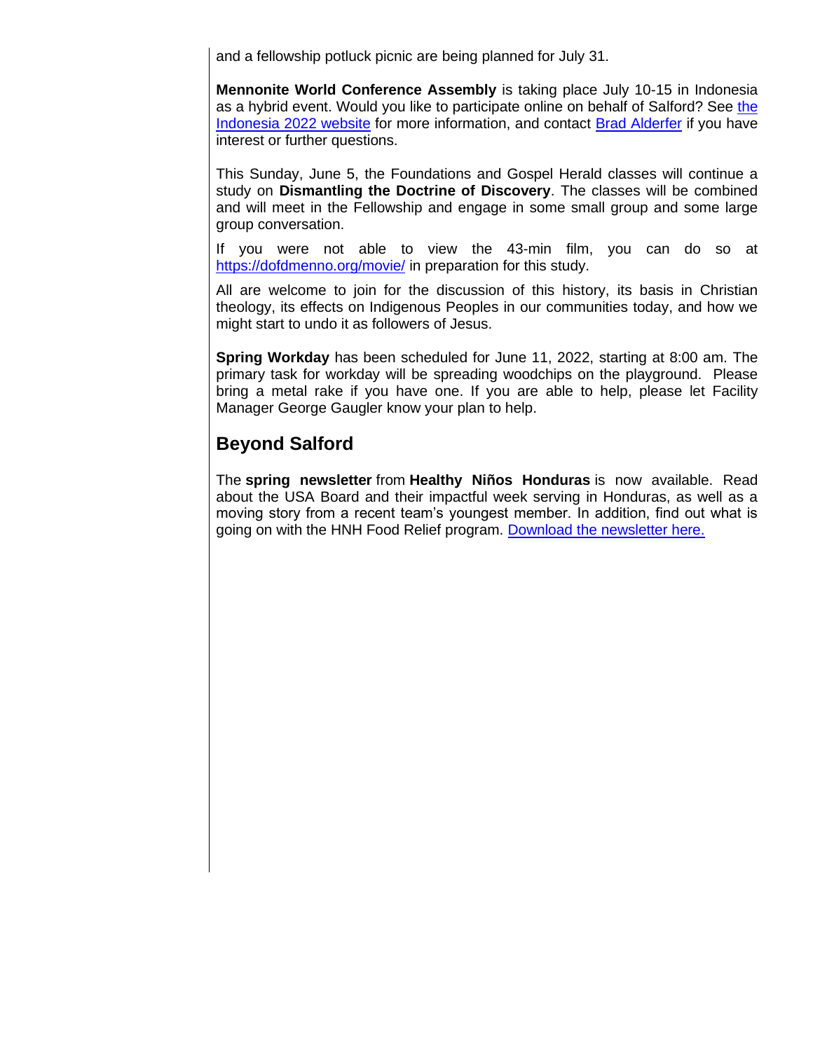and a fellowship potluck picnic are being planned for July 31.

**Mennonite World Conference Assembly** is taking place July 10-15 in Indonesia as a hybrid event. Would you like to participate online on behalf of Salford? See the Indonesia 2022 website for more information, and contact Brad Alderfer if you have interest or further questions.

This Sunday, June 5, the Foundations and Gospel Herald classes will continue a study on **Dismantling the Doctrine of Discovery**. The classes will be combined and will meet in the Fellowship and engage in some small group and some large group conversation.

If you were not able to view the 43-min film, you can do so at https://dofdmenno.org/movie/ in preparation for this study.

All are welcome to join for the discussion of this history, its basis in Christian theology, its effects on Indigenous Peoples in our communities today, and how we might start to undo it as followers of Jesus.

**Spring Workday** has been scheduled for June 11, 2022, starting at 8:00 am. The primary task for workday will be spreading woodchips on the playground. Please bring a metal rake if you have one. If you are able to help, please let Facility Manager George Gaugler know your plan to help.

## Beyond Salford

The **spring newsletter** from **Healthy Niños Honduras** is now available. Read about the USA Board and their impactful week serving in Honduras, as well as a moving story from a recent team's youngest member. In addition, find out what is going on with the HNH Food Relief program. Download the newsletter here.